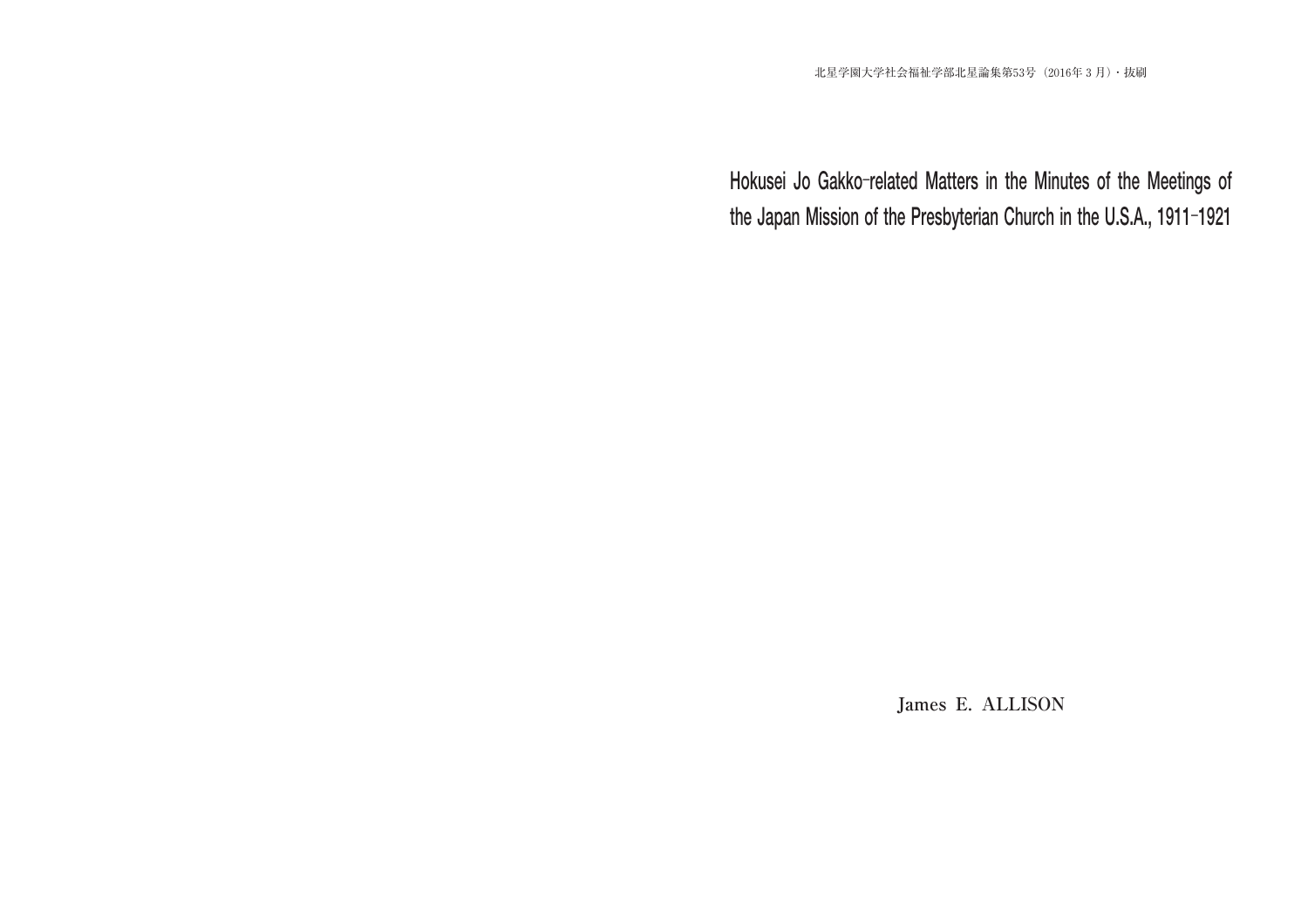北星学園大学社会福祉学部北星論集第53号（2016年３月）・抜刷

# Hokusei Jo Gakko-related Matters in the Minutes of the Meetings of the Japan Mission of the Presbyterian Church in the U.S.A., 1911-1921

James E. ALLISON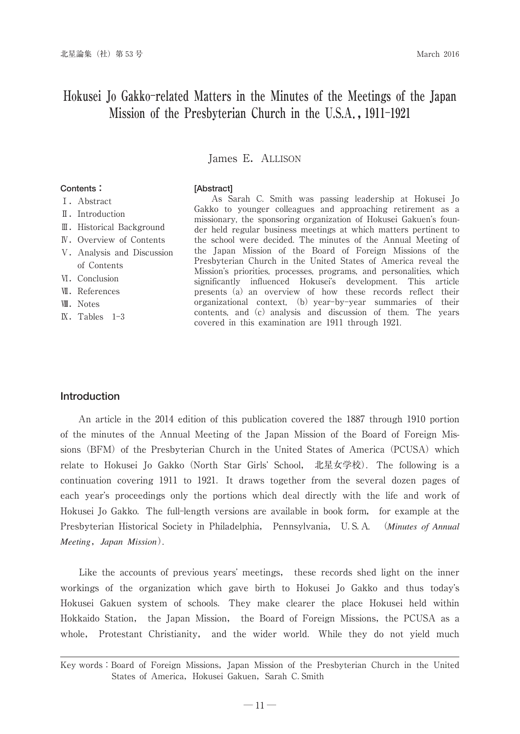# Hokusei Jo Gakko-related Matters in the Minutes of the Meetings of the Japan Mission of the Presbyterian Church in the U.S.A., 1911-1921

James E. ALLISON

**Contents：**

Ⅰ. Abstract
Ⅱ. Introduction
Ⅲ. Historical Background
Ⅳ. Overview of Contents
Ⅴ. Analysis and Discussion of Contents
Ⅵ. Conclusion
Ⅶ. References
Ⅷ. Notes
Ⅸ. Tables 1-3

**[Abstract]**

As Sarah C. Smith was passing leadership at Hokusei Jo Gakko to younger colleagues and approaching retirement as a missionary, the sponsoring organization of Hokusei Gakuen's founder held regular business meetings at which matters pertinent to the school were decided. The minutes of the Annual Meeting of the Japan Mission of the Board of Foreign Missions of the Presbyterian Church in the United States of America reveal the Mission's priorities, processes, programs, and personalities, which significantly influenced Hokusei's development. This article presents (a) an overview of how these records reflect their organizational context, (b) year-by-year summaries of their contents, and (c) analysis and discussion of them. The years covered in this examination are 1911 through 1921.

## Introduction

An article in the 2014 edition of this publication covered the 1887 through 1910 portion of the minutes of the Annual Meeting of the Japan Mission of the Board of Foreign Missions (BFM) of the Presbyterian Church in the United States of America (PCUSA) which relate to Hokusei Jo Gakko (North Star Girls' School, 北星女学校). The following is a continuation covering 1911 to 1921. It draws together from the several dozen pages of each year's proceedings only the portions which deal directly with the life and work of Hokusei Jo Gakko. The full-length versions are available in book form, for example at the Presbyterian Historical Society in Philadelphia, Pennsylvania, U. S. A. (*Minutes of Annual Meeting, Japan Mission*).

Like the accounts of previous years' meetings, these records shed light on the inner workings of the organization which gave birth to Hokusei Jo Gakko and thus today's Hokusei Gakuen system of schools. They make clearer the place Hokusei held within Hokkaido Station, the Japan Mission, the Board of Foreign Missions, the PCUSA as a whole, Protestant Christianity, and the wider world. While they do not yield much

Key words：Board of Foreign Missions, Japan Mission of the Presbyterian Church in the United States of America, Hokusei Gakuen, Sarah C. Smith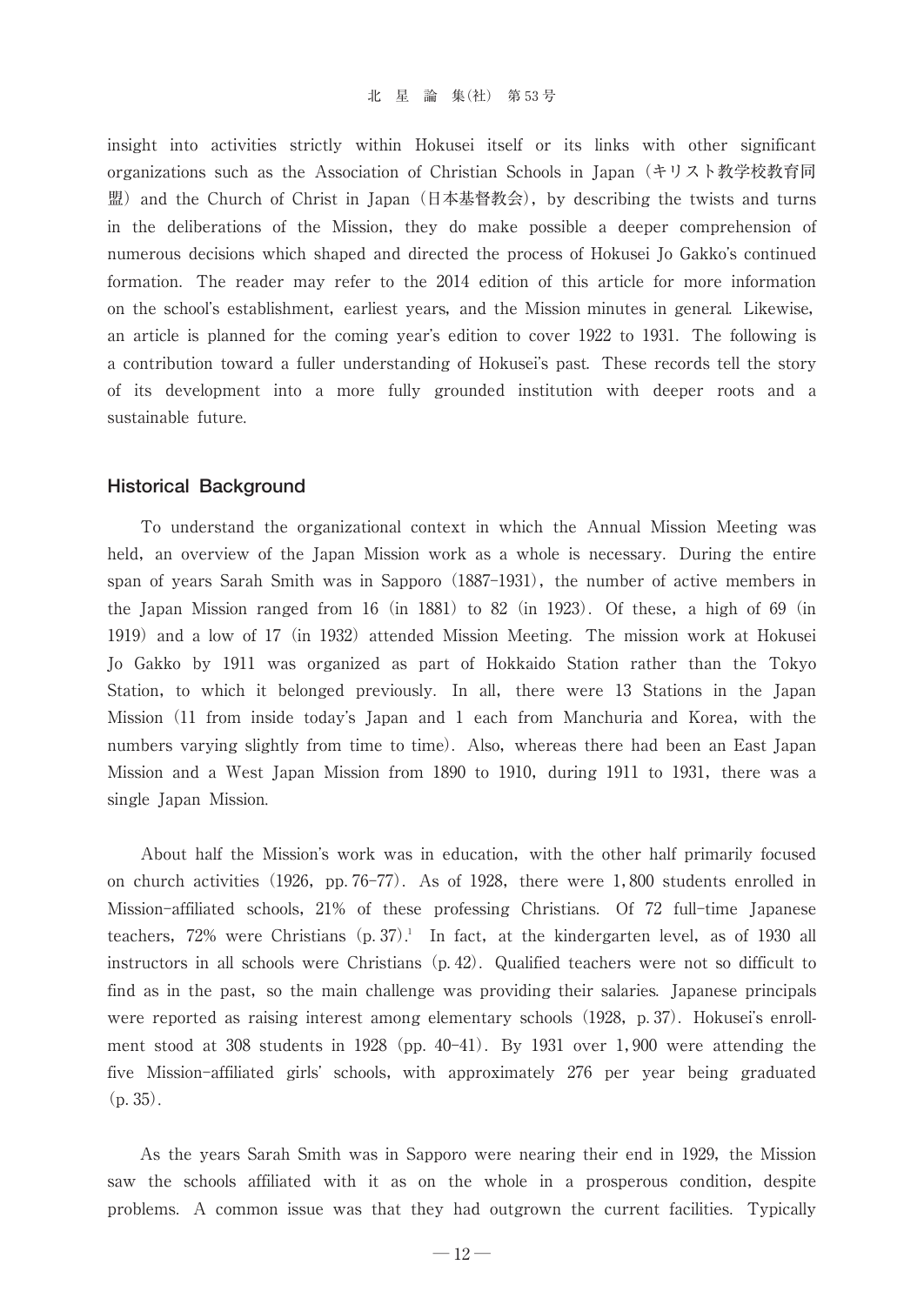insight into activities strictly within Hokusei itself or its links with other significant organizations such as the Association of Christian Schools in Japan（キリスト教学校教育同盟）and the Church of Christ in Japan（日本基督教会）, by describing the twists and turns in the deliberations of the Mission, they do make possible a deeper comprehension of numerous decisions which shaped and directed the process of Hokusei Jo Gakko's continued formation. The reader may refer to the 2014 edition of this article for more information on the school's establishment, earliest years, and the Mission minutes in general. Likewise, an article is planned for the coming year's edition to cover 1922 to 1931. The following is a contribution toward a fuller understanding of Hokusei's past. These records tell the story of its development into a more fully grounded institution with deeper roots and a sustainable future.

## Historical Background

To understand the organizational context in which the Annual Mission Meeting was held, an overview of the Japan Mission work as a whole is necessary. During the entire span of years Sarah Smith was in Sapporo (1887-1931), the number of active members in the Japan Mission ranged from 16 (in 1881) to 82 (in 1923). Of these, a high of 69 (in 1919) and a low of 17 (in 1932) attended Mission Meeting. The mission work at Hokusei Jo Gakko by 1911 was organized as part of Hokkaido Station rather than the Tokyo Station, to which it belonged previously. In all, there were 13 Stations in the Japan Mission (11 from inside today's Japan and 1 each from Manchuria and Korea, with the numbers varying slightly from time to time). Also, whereas there had been an East Japan Mission and a West Japan Mission from 1890 to 1910, during 1911 to 1931, there was a single Japan Mission.

About half the Mission's work was in education, with the other half primarily focused on church activities (1926, pp. 76-77). As of 1928, there were 1,800 students enrolled in Mission-affiliated schools, 21% of these professing Christians. Of 72 full-time Japanese teachers, 72% were Christians (p. 37).[1] In fact, at the kindergarten level, as of 1930 all instructors in all schools were Christians (p. 42). Qualified teachers were not so difficult to find as in the past, so the main challenge was providing their salaries. Japanese principals were reported as raising interest among elementary schools (1928, p. 37). Hokusei's enrollment stood at 308 students in 1928 (pp. 40-41). By 1931 over 1,900 were attending the five Mission-affiliated girls' schools, with approximately 276 per year being graduated (p. 35).

As the years Sarah Smith was in Sapporo were nearing their end in 1929, the Mission saw the schools affiliated with it as on the whole in a prosperous condition, despite problems. A common issue was that they had outgrown the current facilities. Typically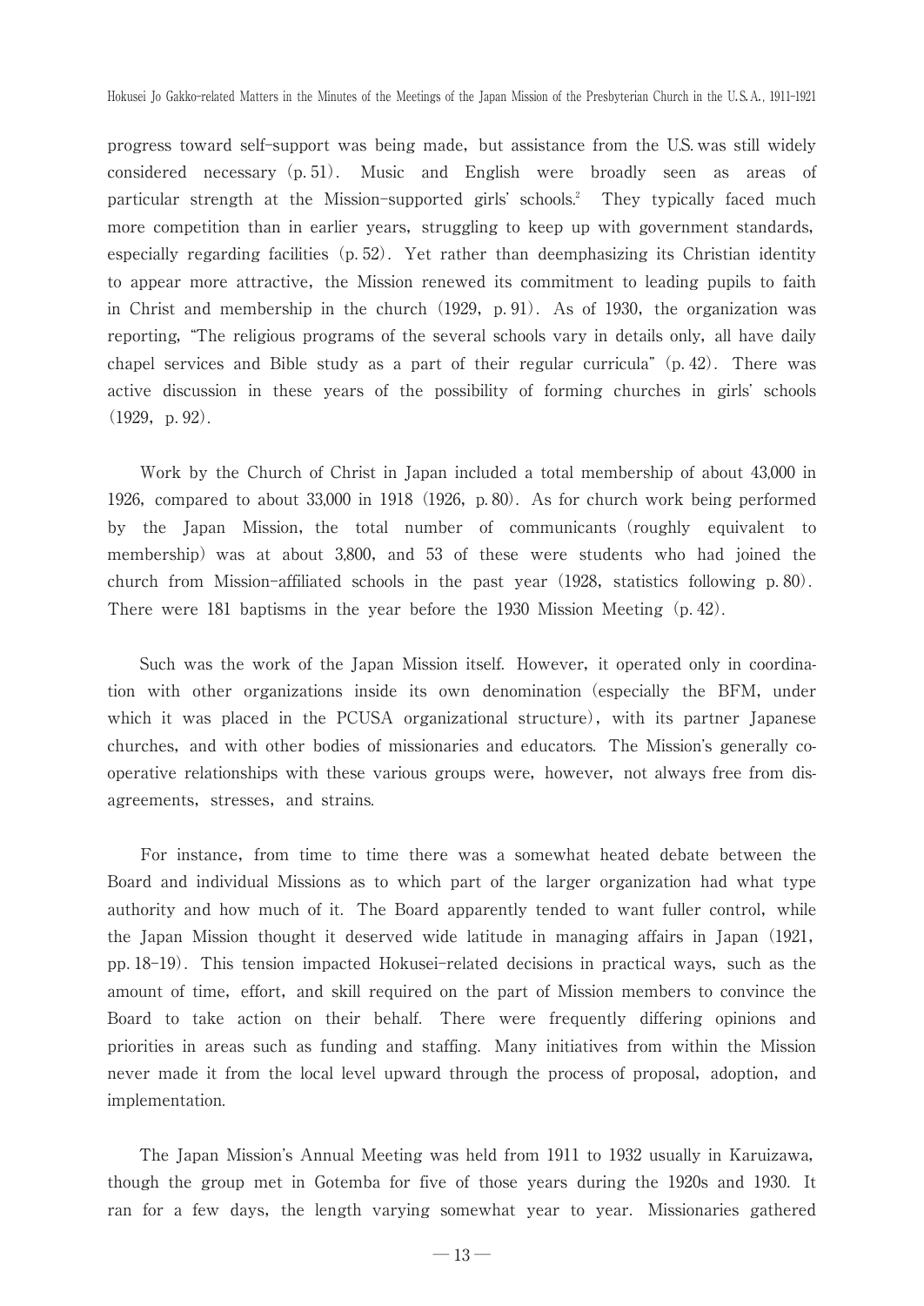progress toward self-support was being made, but assistance from the U.S. was still widely considered necessary (p. 51). Music and English were broadly seen as areas of particular strength at the Mission-supported girls' schools.[2] They typically faced much more competition than in earlier years, struggling to keep up with government standards, especially regarding facilities (p. 52). Yet rather than deemphasizing its Christian identity to appear more attractive, the Mission renewed its commitment to leading pupils to faith in Christ and membership in the church (1929, p. 91). As of 1930, the organization was reporting, "The religious programs of the several schools vary in details only, all have daily chapel services and Bible study as a part of their regular curricula" (p. 42). There was active discussion in these years of the possibility of forming churches in girls' schools (1929, p. 92).

Work by the Church of Christ in Japan included a total membership of about 43,000 in 1926, compared to about 33,000 in 1918 (1926, p. 80). As for church work being performed by the Japan Mission, the total number of communicants (roughly equivalent to membership) was at about 3,800, and 53 of these were students who had joined the church from Mission-affiliated schools in the past year (1928, statistics following p. 80). There were 181 baptisms in the year before the 1930 Mission Meeting (p. 42).

Such was the work of the Japan Mission itself. However, it operated only in coordination with other organizations inside its own denomination (especially the BFM, under which it was placed in the PCUSA organizational structure), with its partner Japanese churches, and with other bodies of missionaries and educators. The Mission's generally co-operative relationships with these various groups were, however, not always free from dis-agreements, stresses, and strains.

For instance, from time to time there was a somewhat heated debate between the Board and individual Missions as to which part of the larger organization had what type authority and how much of it. The Board apparently tended to want fuller control, while the Japan Mission thought it deserved wide latitude in managing affairs in Japan (1921, pp. 18-19). This tension impacted Hokusei-related decisions in practical ways, such as the amount of time, effort, and skill required on the part of Mission members to convince the Board to take action on their behalf. There were frequently differing opinions and priorities in areas such as funding and staffing. Many initiatives from within the Mission never made it from the local level upward through the process of proposal, adoption, and implementation.

The Japan Mission's Annual Meeting was held from 1911 to 1932 usually in Karuizawa, though the group met in Gotemba for five of those years during the 1920s and 1930. It ran for a few days, the length varying somewhat year to year. Missionaries gathered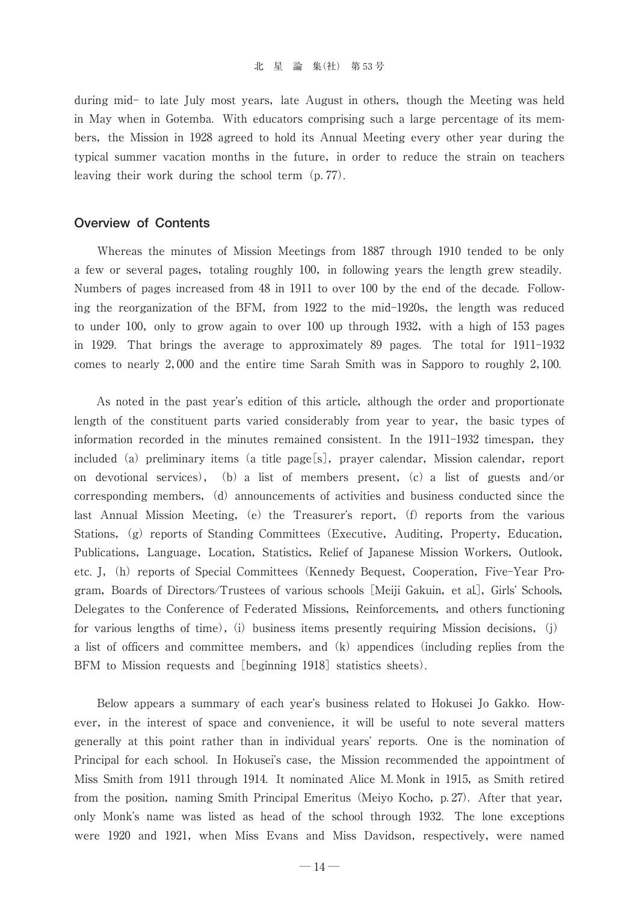during mid- to late July most years, late August in others, though the Meeting was held in May when in Gotemba. With educators comprising such a large percentage of its members, the Mission in 1928 agreed to hold its Annual Meeting every other year during the typical summer vacation months in the future, in order to reduce the strain on teachers leaving their work during the school term (p. 77).

## Overview of Contents

Whereas the minutes of Mission Meetings from 1887 through 1910 tended to be only a few or several pages, totaling roughly 100, in following years the length grew steadily. Numbers of pages increased from 48 in 1911 to over 100 by the end of the decade. Following the reorganization of the BFM, from 1922 to the mid-1920s, the length was reduced to under 100, only to grow again to over 100 up through 1932, with a high of 153 pages in 1929. That brings the average to approximately 89 pages. The total for 1911-1932 comes to nearly 2,000 and the entire time Sarah Smith was in Sapporo to roughly 2,100.

As noted in the past year's edition of this article, although the order and proportionate length of the constituent parts varied considerably from year to year, the basic types of information recorded in the minutes remained consistent. In the 1911-1932 timespan, they included (a) preliminary items (a title page[s], prayer calendar, Mission calendar, report on devotional services), (b) a list of members present, (c) a list of guests and/or corresponding members, (d) announcements of activities and business conducted since the last Annual Mission Meeting, (e) the Treasurer's report, (f) reports from the various Stations, (g) reports of Standing Committees (Executive, Auditing, Property, Education, Publications, Language, Location, Statistics, Relief of Japanese Mission Workers, Outlook, etc. J, (h) reports of Special Committees (Kennedy Bequest, Cooperation, Five-Year Program, Boards of Directors/Trustees of various schools [Meiji Gakuin, et al.], Girls' Schools, Delegates to the Conference of Federated Missions, Reinforcements, and others functioning for various lengths of time), (i) business items presently requiring Mission decisions, (j) a list of officers and committee members, and (k) appendices (including replies from the BFM to Mission requests and [beginning 1918] statistics sheets).

Below appears a summary of each year's business related to Hokusei Jo Gakko. However, in the interest of space and convenience, it will be useful to note several matters generally at this point rather than in individual years' reports. One is the nomination of Principal for each school. In Hokusei's case, the Mission recommended the appointment of Miss Smith from 1911 through 1914. It nominated Alice M. Monk in 1915, as Smith retired from the position, naming Smith Principal Emeritus (Meiyo Kocho, p. 27). After that year, only Monk's name was listed as head of the school through 1932. The lone exceptions were 1920 and 1921, when Miss Evans and Miss Davidson, respectively, were named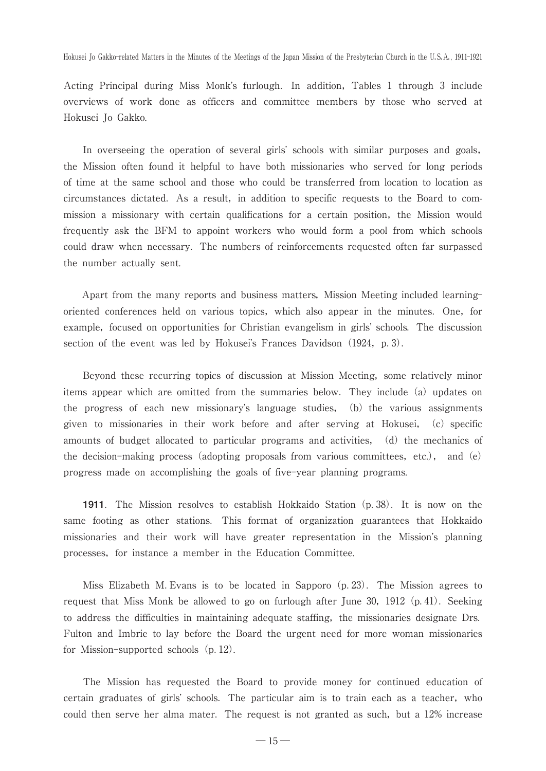Acting Principal during Miss Monk's furlough. In addition, Tables 1 through 3 include overviews of work done as officers and committee members by those who served at Hokusei Jo Gakko.

In overseeing the operation of several girls' schools with similar purposes and goals, the Mission often found it helpful to have both missionaries who served for long periods of time at the same school and those who could be transferred from location to location as circumstances dictated. As a result, in addition to specific requests to the Board to commission a missionary with certain qualifications for a certain position, the Mission would frequently ask the BFM to appoint workers who would form a pool from which schools could draw when necessary. The numbers of reinforcements requested often far surpassed the number actually sent.

Apart from the many reports and business matters, Mission Meeting included learning-oriented conferences held on various topics, which also appear in the minutes. One, for example, focused on opportunities for Christian evangelism in girls' schools. The discussion section of the event was led by Hokusei's Frances Davidson (1924, p. 3).

Beyond these recurring topics of discussion at Mission Meeting, some relatively minor items appear which are omitted from the summaries below. They include (a) updates on the progress of each new missionary's language studies, (b) the various assignments given to missionaries in their work before and after serving at Hokusei, (c) specific amounts of budget allocated to particular programs and activities, (d) the mechanics of the decision-making process (adopting proposals from various committees, etc.), and (e) progress made on accomplishing the goals of five-year planning programs.

**1911**. The Mission resolves to establish Hokkaido Station (p. 38). It is now on the same footing as other stations. This format of organization guarantees that Hokkaido missionaries and their work will have greater representation in the Mission's planning processes, for instance a member in the Education Committee.

Miss Elizabeth M. Evans is to be located in Sapporo (p. 23). The Mission agrees to request that Miss Monk be allowed to go on furlough after June 30, 1912 (p. 41). Seeking to address the difficulties in maintaining adequate staffing, the missionaries designate Drs. Fulton and Imbrie to lay before the Board the urgent need for more woman missionaries for Mission-supported schools (p. 12).

The Mission has requested the Board to provide money for continued education of certain graduates of girls' schools. The particular aim is to train each as a teacher, who could then serve her alma mater. The request is not granted as such, but a 12% increase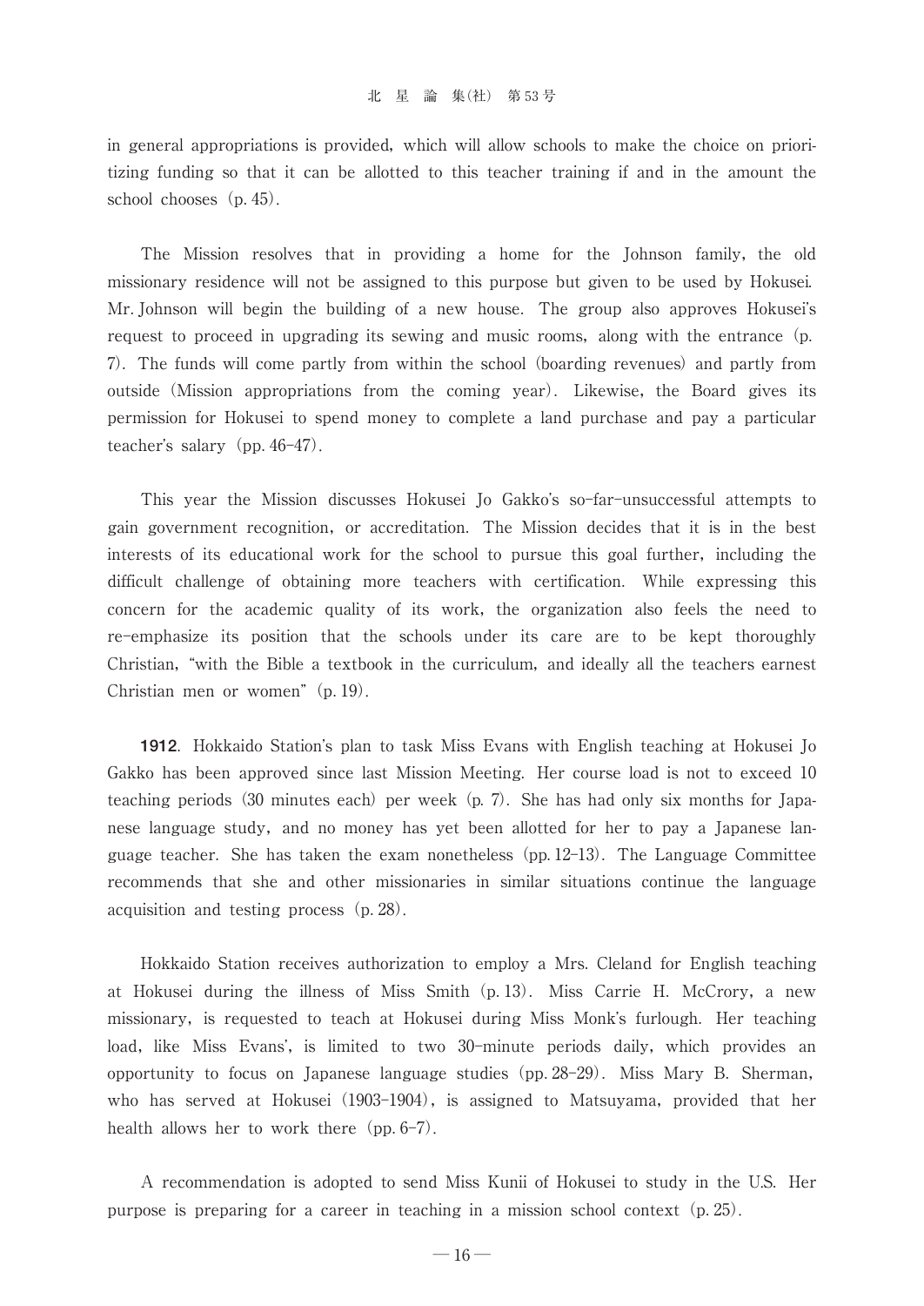in general appropriations is provided, which will allow schools to make the choice on prioritizing funding so that it can be allotted to this teacher training if and in the amount the school chooses (p. 45).

The Mission resolves that in providing a home for the Johnson family, the old missionary residence will not be assigned to this purpose but given to be used by Hokusei. Mr. Johnson will begin the building of a new house. The group also approves Hokusei's request to proceed in upgrading its sewing and music rooms, along with the entrance (p. 7). The funds will come partly from within the school (boarding revenues) and partly from outside (Mission appropriations from the coming year). Likewise, the Board gives its permission for Hokusei to spend money to complete a land purchase and pay a particular teacher's salary (pp. 46-47).

This year the Mission discusses Hokusei Jo Gakko's so-far-unsuccessful attempts to gain government recognition, or accreditation. The Mission decides that it is in the best interests of its educational work for the school to pursue this goal further, including the difficult challenge of obtaining more teachers with certification. While expressing this concern for the academic quality of its work, the organization also feels the need to re-emphasize its position that the schools under its care are to be kept thoroughly Christian, "with the Bible a textbook in the curriculum, and ideally all the teachers earnest Christian men or women" (p. 19).

**1912**. Hokkaido Station's plan to task Miss Evans with English teaching at Hokusei Jo Gakko has been approved since last Mission Meeting. Her course load is not to exceed 10 teaching periods (30 minutes each) per week (p. 7). She has had only six months for Japanese language study, and no money has yet been allotted for her to pay a Japanese language teacher. She has taken the exam nonetheless (pp. 12-13). The Language Committee recommends that she and other missionaries in similar situations continue the language acquisition and testing process (p. 28).

Hokkaido Station receives authorization to employ a Mrs. Cleland for English teaching at Hokusei during the illness of Miss Smith (p. 13). Miss Carrie H. McCrory, a new missionary, is requested to teach at Hokusei during Miss Monk's furlough. Her teaching load, like Miss Evans', is limited to two 30-minute periods daily, which provides an opportunity to focus on Japanese language studies (pp. 28-29). Miss Mary B. Sherman, who has served at Hokusei (1903-1904), is assigned to Matsuyama, provided that her health allows her to work there (pp. 6-7).

A recommendation is adopted to send Miss Kunii of Hokusei to study in the U.S. Her purpose is preparing for a career in teaching in a mission school context (p. 25).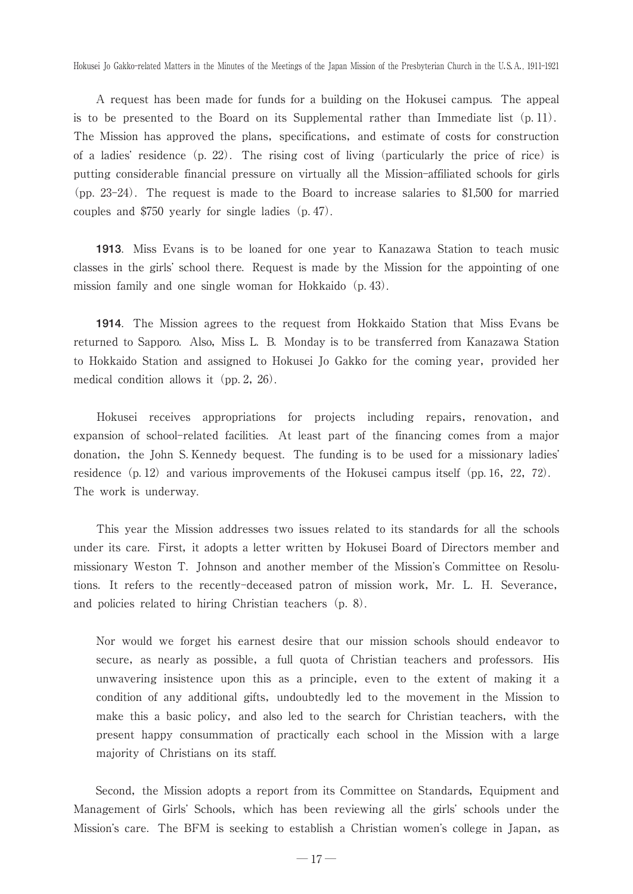A request has been made for funds for a building on the Hokusei campus. The appeal is to be presented to the Board on its Supplemental rather than Immediate list (p. 11). The Mission has approved the plans, specifications, and estimate of costs for construction of a ladies' residence (p. 22). The rising cost of living (particularly the price of rice) is putting considerable financial pressure on virtually all the Mission-affiliated schools for girls (pp. 23-24). The request is made to the Board to increase salaries to $1,500 for married couples and $750 yearly for single ladies (p. 47).

**1913**. Miss Evans is to be loaned for one year to Kanazawa Station to teach music classes in the girls' school there. Request is made by the Mission for the appointing of one mission family and one single woman for Hokkaido (p. 43).

**1914**. The Mission agrees to the request from Hokkaido Station that Miss Evans be returned to Sapporo. Also, Miss L. B. Monday is to be transferred from Kanazawa Station to Hokkaido Station and assigned to Hokusei Jo Gakko for the coming year, provided her medical condition allows it (pp. 2, 26).

Hokusei receives appropriations for projects including repairs, renovation, and expansion of school-related facilities. At least part of the financing comes from a major donation, the John S. Kennedy bequest. The funding is to be used for a missionary ladies' residence (p. 12) and various improvements of the Hokusei campus itself (pp. 16, 22, 72). The work is underway.

This year the Mission addresses two issues related to its standards for all the schools under its care. First, it adopts a letter written by Hokusei Board of Directors member and missionary Weston T. Johnson and another member of the Mission's Committee on Resolutions. It refers to the recently-deceased patron of mission work, Mr. L. H. Severance, and policies related to hiring Christian teachers (p. 8).

> Nor would we forget his earnest desire that our mission schools should endeavor to secure, as nearly as possible, a full quota of Christian teachers and professors. His unwavering insistence upon this as a principle, even to the extent of making it a condition of any additional gifts, undoubtedly led to the movement in the Mission to make this a basic policy, and also led to the search for Christian teachers, with the present happy consummation of practically each school in the Mission with a large majority of Christians on its staff.

Second, the Mission adopts a report from its Committee on Standards, Equipment and Management of Girls' Schools, which has been reviewing all the girls' schools under the Mission's care. The BFM is seeking to establish a Christian women's college in Japan, as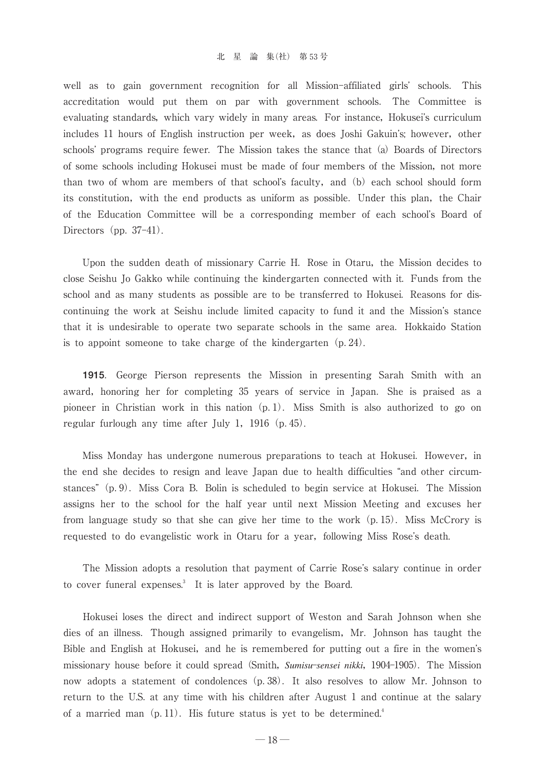well as to gain government recognition for all Mission-affiliated girls' schools. This accreditation would put them on par with government schools. The Committee is evaluating standards, which vary widely in many areas. For instance, Hokusei's curriculum includes 11 hours of English instruction per week, as does Joshi Gakuin's; however, other schools' programs require fewer. The Mission takes the stance that (a) Boards of Directors of some schools including Hokusei must be made of four members of the Mission, not more than two of whom are members of that school's faculty, and (b) each school should form its constitution, with the end products as uniform as possible. Under this plan, the Chair of the Education Committee will be a corresponding member of each school's Board of Directors (pp. 37-41).

Upon the sudden death of missionary Carrie H. Rose in Otaru, the Mission decides to close Seishu Jo Gakko while continuing the kindergarten connected with it. Funds from the school and as many students as possible are to be transferred to Hokusei. Reasons for discontinuing the work at Seishu include limited capacity to fund it and the Mission's stance that it is undesirable to operate two separate schools in the same area. Hokkaido Station is to appoint someone to take charge of the kindergarten (p. 24).

**1915**. George Pierson represents the Mission in presenting Sarah Smith with an award, honoring her for completing 35 years of service in Japan. She is praised as a pioneer in Christian work in this nation (p. 1). Miss Smith is also authorized to go on regular furlough any time after July 1, 1916 (p. 45).

Miss Monday has undergone numerous preparations to teach at Hokusei. However, in the end she decides to resign and leave Japan due to health difficulties "and other circumstances" (p. 9). Miss Cora B. Bolin is scheduled to begin service at Hokusei. The Mission assigns her to the school for the half year until next Mission Meeting and excuses her from language study so that she can give her time to the work (p. 15). Miss McCrory is requested to do evangelistic work in Otaru for a year, following Miss Rose's death.

The Mission adopts a resolution that payment of Carrie Rose's salary continue in order to cover funeral expenses.[3] It is later approved by the Board.

Hokusei loses the direct and indirect support of Weston and Sarah Johnson when she dies of an illness. Though assigned primarily to evangelism, Mr. Johnson has taught the Bible and English at Hokusei, and he is remembered for putting out a fire in the women's missionary house before it could spread (Smith, *Sumisu-sensei nikki*, 1904-1905). The Mission now adopts a statement of condolences (p. 38). It also resolves to allow Mr. Johnson to return to the U.S. at any time with his children after August 1 and continue at the salary of a married man (p. 11). His future status is yet to be determined.[4]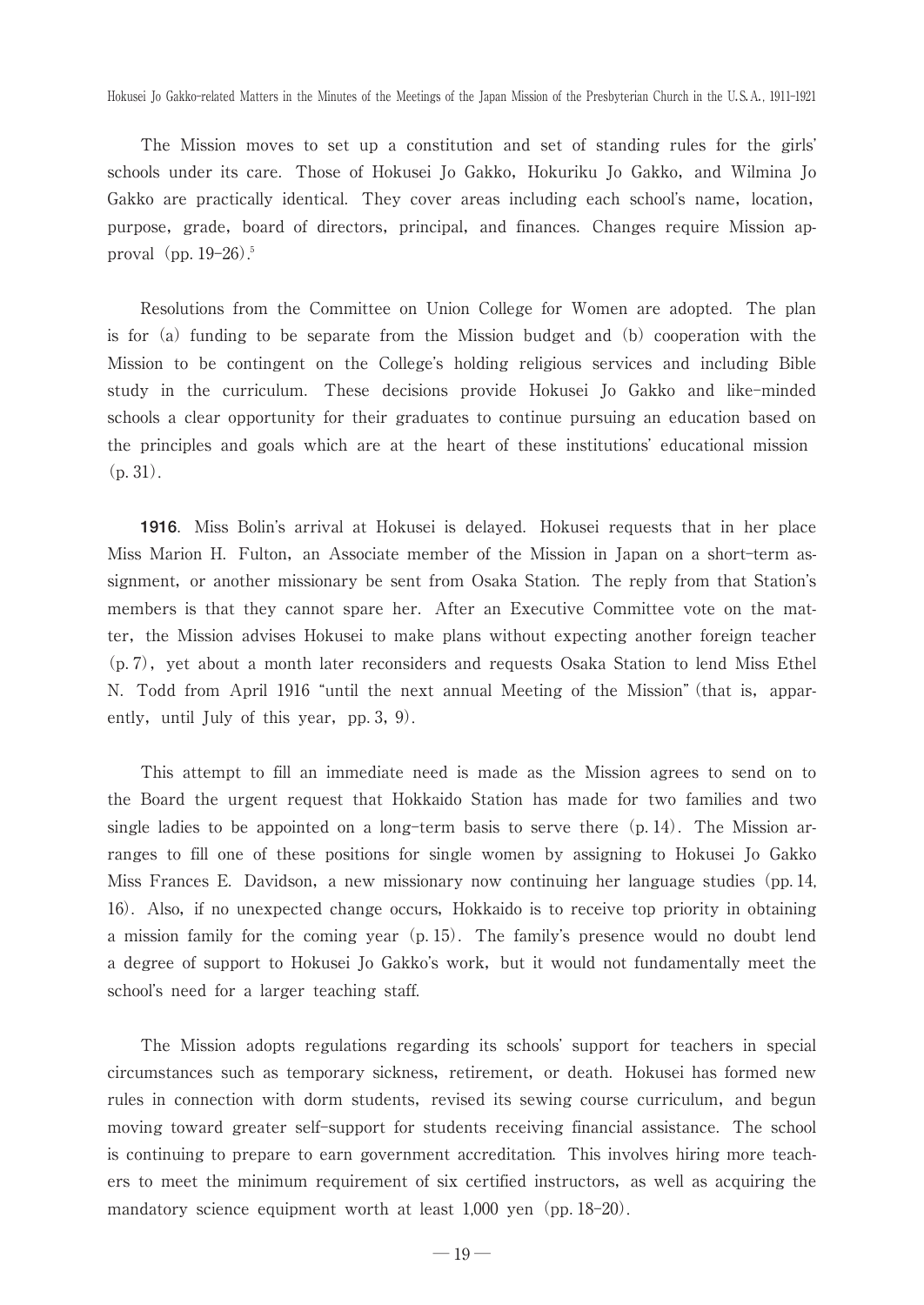The Mission moves to set up a constitution and set of standing rules for the girls' schools under its care. Those of Hokusei Jo Gakko, Hokuriku Jo Gakko, and Wilmina Jo Gakko are practically identical. They cover areas including each school's name, location, purpose, grade, board of directors, principal, and finances. Changes require Mission approval (pp. 19–26).[5]

Resolutions from the Committee on Union College for Women are adopted. The plan is for (a) funding to be separate from the Mission budget and (b) cooperation with the Mission to be contingent on the College's holding religious services and including Bible study in the curriculum. These decisions provide Hokusei Jo Gakko and like-minded schools a clear opportunity for their graduates to continue pursuing an education based on the principles and goals which are at the heart of these institutions' educational mission (p. 31).

**1916**. Miss Bolin's arrival at Hokusei is delayed. Hokusei requests that in her place Miss Marion H. Fulton, an Associate member of the Mission in Japan on a short-term assignment, or another missionary be sent from Osaka Station. The reply from that Station's members is that they cannot spare her. After an Executive Committee vote on the matter, the Mission advises Hokusei to make plans without expecting another foreign teacher (p. 7), yet about a month later reconsiders and requests Osaka Station to lend Miss Ethel N. Todd from April 1916 "until the next annual Meeting of the Mission" (that is, apparently, until July of this year, pp. 3, 9).

This attempt to fill an immediate need is made as the Mission agrees to send on to the Board the urgent request that Hokkaido Station has made for two families and two single ladies to be appointed on a long-term basis to serve there (p. 14). The Mission arranges to fill one of these positions for single women by assigning to Hokusei Jo Gakko Miss Frances E. Davidson, a new missionary now continuing her language studies (pp. 14, 16). Also, if no unexpected change occurs, Hokkaido is to receive top priority in obtaining a mission family for the coming year (p. 15). The family's presence would no doubt lend a degree of support to Hokusei Jo Gakko's work, but it would not fundamentally meet the school's need for a larger teaching staff.

The Mission adopts regulations regarding its schools' support for teachers in special circumstances such as temporary sickness, retirement, or death. Hokusei has formed new rules in connection with dorm students, revised its sewing course curriculum, and begun moving toward greater self-support for students receiving financial assistance. The school is continuing to prepare to earn government accreditation. This involves hiring more teachers to meet the minimum requirement of six certified instructors, as well as acquiring the mandatory science equipment worth at least 1,000 yen (pp. 18–20).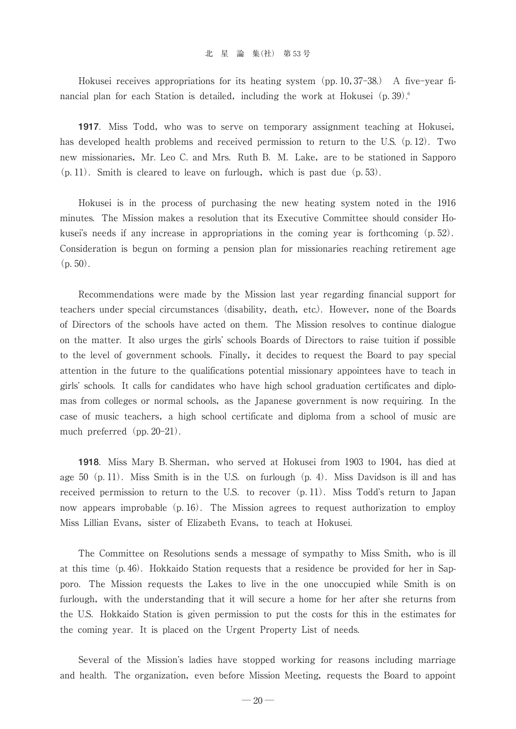Hokusei receives appropriations for its heating system (pp. 10, 37–38.) A five-year financial plan for each Station is detailed, including the work at Hokusei (p. 39).[6]

**1917**. Miss Todd, who was to serve on temporary assignment teaching at Hokusei, has developed health problems and received permission to return to the U.S. (p. 12). Two new missionaries, Mr. Leo C. and Mrs. Ruth B. M. Lake, are to be stationed in Sapporo (p. 11). Smith is cleared to leave on furlough, which is past due (p. 53).

Hokusei is in the process of purchasing the new heating system noted in the 1916 minutes. The Mission makes a resolution that its Executive Committee should consider Hokusei's needs if any increase in appropriations in the coming year is forthcoming (p. 52). Consideration is begun on forming a pension plan for missionaries reaching retirement age (p. 50).

Recommendations were made by the Mission last year regarding financial support for teachers under special circumstances (disability, death, etc.). However, none of the Boards of Directors of the schools have acted on them. The Mission resolves to continue dialogue on the matter. It also urges the girls' schools Boards of Directors to raise tuition if possible to the level of government schools. Finally, it decides to request the Board to pay special attention in the future to the qualifications potential missionary appointees have to teach in girls' schools. It calls for candidates who have high school graduation certificates and diplomas from colleges or normal schools, as the Japanese government is now requiring. In the case of music teachers, a high school certificate and diploma from a school of music are much preferred (pp. 20–21).

**1918**. Miss Mary B. Sherman, who served at Hokusei from 1903 to 1904, has died at age 50 (p. 11). Miss Smith is in the U.S. on furlough (p. 4). Miss Davidson is ill and has received permission to return to the U.S. to recover (p. 11). Miss Todd's return to Japan now appears improbable (p. 16). The Mission agrees to request authorization to employ Miss Lillian Evans, sister of Elizabeth Evans, to teach at Hokusei.

The Committee on Resolutions sends a message of sympathy to Miss Smith, who is ill at this time (p. 46). Hokkaido Station requests that a residence be provided for her in Sapporo. The Mission requests the Lakes to live in the one unoccupied while Smith is on furlough, with the understanding that it will secure a home for her after she returns from the U.S. Hokkaido Station is given permission to put the costs for this in the estimates for the coming year. It is placed on the Urgent Property List of needs.

Several of the Mission's ladies have stopped working for reasons including marriage and health. The organization, even before Mission Meeting, requests the Board to appoint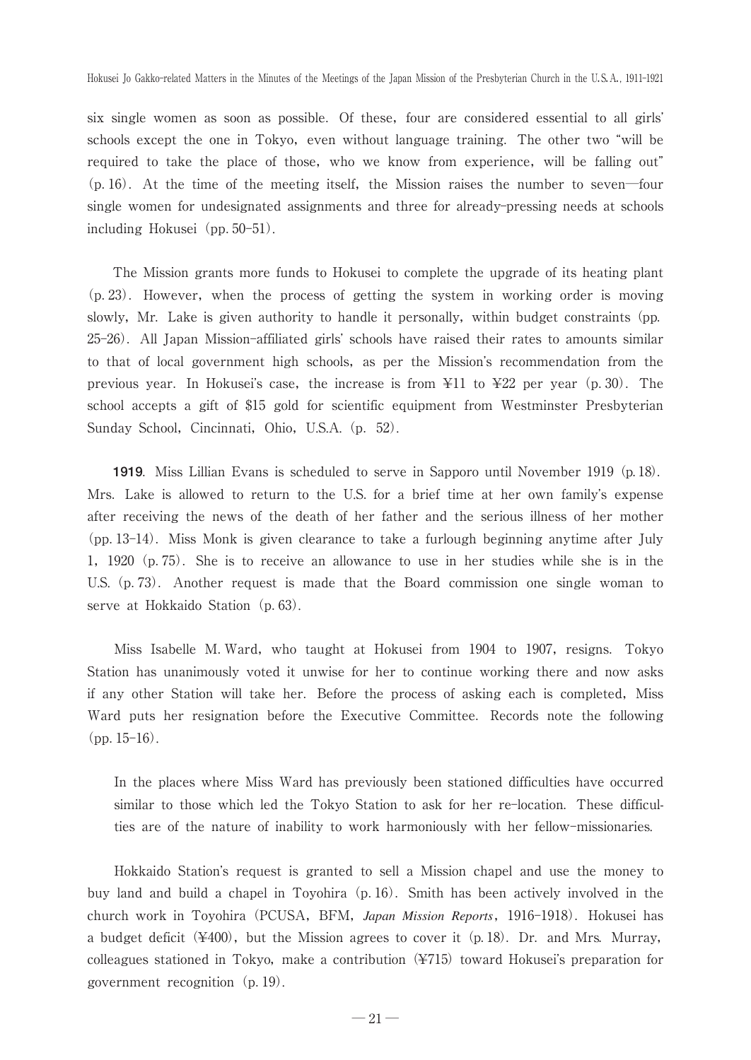six single women as soon as possible. Of these, four are considered essential to all girls' schools except the one in Tokyo, even without language training. The other two "will be required to take the place of those, who we know from experience, will be falling out" (p. 16). At the time of the meeting itself, the Mission raises the number to seven—four single women for undesignated assignments and three for already-pressing needs at schools including Hokusei (pp. 50-51).

The Mission grants more funds to Hokusei to complete the upgrade of its heating plant (p. 23). However, when the process of getting the system in working order is moving slowly, Mr. Lake is given authority to handle it personally, within budget constraints (pp. 25-26). All Japan Mission-affiliated girls' schools have raised their rates to amounts similar to that of local government high schools, as per the Mission's recommendation from the previous year. In Hokusei's case, the increase is from ¥11 to ¥22 per year (p. 30). The school accepts a gift of $15 gold for scientific equipment from Westminster Presbyterian Sunday School, Cincinnati, Ohio, U.S.A. (p. 52).

**1919**. Miss Lillian Evans is scheduled to serve in Sapporo until November 1919 (p. 18). Mrs. Lake is allowed to return to the U.S. for a brief time at her own family's expense after receiving the news of the death of her father and the serious illness of her mother (pp. 13-14). Miss Monk is given clearance to take a furlough beginning anytime after July 1, 1920 (p. 75). She is to receive an allowance to use in her studies while she is in the U.S. (p. 73). Another request is made that the Board commission one single woman to serve at Hokkaido Station (p. 63).

Miss Isabelle M. Ward, who taught at Hokusei from 1904 to 1907, resigns. Tokyo Station has unanimously voted it unwise for her to continue working there and now asks if any other Station will take her. Before the process of asking each is completed, Miss Ward puts her resignation before the Executive Committee. Records note the following (pp. 15-16).

> In the places where Miss Ward has previously been stationed difficulties have occurred similar to those which led the Tokyo Station to ask for her re-location. These difficulties are of the nature of inability to work harmoniously with her fellow-missionaries.

Hokkaido Station's request is granted to sell a Mission chapel and use the money to buy land and build a chapel in Toyohira (p. 16). Smith has been actively involved in the church work in Toyohira (PCUSA, BFM, *Japan Mission Reports*, 1916-1918). Hokusei has a budget deficit (¥400), but the Mission agrees to cover it (p. 18). Dr. and Mrs. Murray, colleagues stationed in Tokyo, make a contribution (¥715) toward Hokusei's preparation for government recognition (p. 19).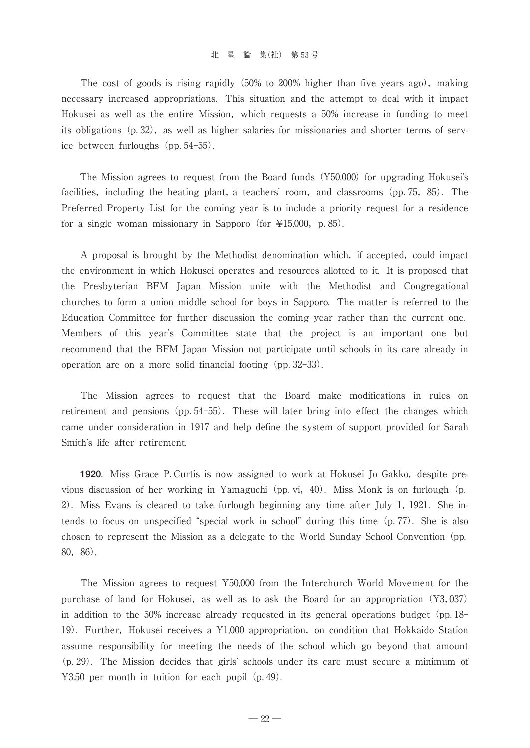The cost of goods is rising rapidly (50% to 200% higher than five years ago), making necessary increased appropriations. This situation and the attempt to deal with it impact Hokusei as well as the entire Mission, which requests a 50% increase in funding to meet its obligations (p. 32), as well as higher salaries for missionaries and shorter terms of service between furloughs (pp. 54-55).

The Mission agrees to request from the Board funds (¥50,000) for upgrading Hokusei's facilities, including the heating plant, a teachers' room, and classrooms (pp. 75, 85). The Preferred Property List for the coming year is to include a priority request for a residence for a single woman missionary in Sapporo (for ¥15,000, p. 85).

A proposal is brought by the Methodist denomination which, if accepted, could impact the environment in which Hokusei operates and resources allotted to it. It is proposed that the Presbyterian BFM Japan Mission unite with the Methodist and Congregational churches to form a union middle school for boys in Sapporo. The matter is referred to the Education Committee for further discussion the coming year rather than the current one. Members of this year's Committee state that the project is an important one but recommend that the BFM Japan Mission not participate until schools in its care already in operation are on a more solid financial footing (pp. 32-33).

The Mission agrees to request that the Board make modifications in rules on retirement and pensions (pp. 54-55). These will later bring into effect the changes which came under consideration in 1917 and help define the system of support provided for Sarah Smith's life after retirement.

**1920**. Miss Grace P. Curtis is now assigned to work at Hokusei Jo Gakko, despite previous discussion of her working in Yamaguchi (pp. vi, 40). Miss Monk is on furlough (p. 2). Miss Evans is cleared to take furlough beginning any time after July 1, 1921. She intends to focus on unspecified "special work in school" during this time (p. 77). She is also chosen to represent the Mission as a delegate to the World Sunday School Convention (pp. 80, 86).

The Mission agrees to request ¥50,000 from the Interchurch World Movement for the purchase of land for Hokusei, as well as to ask the Board for an appropriation (¥3,037) in addition to the 50% increase already requested in its general operations budget (pp. 18-19). Further, Hokusei receives a ¥1,000 appropriation, on condition that Hokkaido Station assume responsibility for meeting the needs of the school which go beyond that amount (p. 29). The Mission decides that girls' schools under its care must secure a minimum of ¥3.50 per month in tuition for each pupil (p. 49).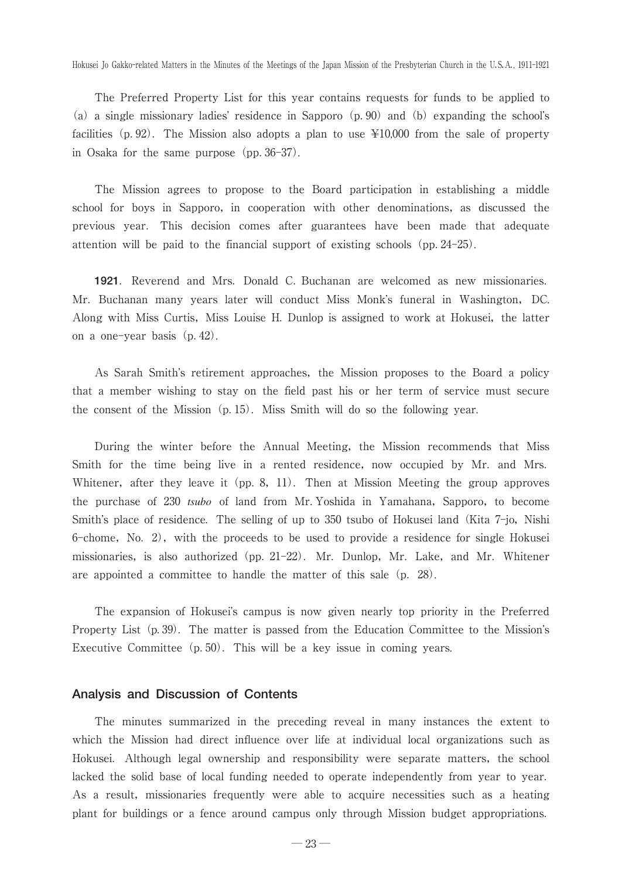The Preferred Property List for this year contains requests for funds to be applied to (a) a single missionary ladies' residence in Sapporo (p. 90) and (b) expanding the school's facilities (p. 92). The Mission also adopts a plan to use ¥10,000 from the sale of property in Osaka for the same purpose (pp. 36–37).

The Mission agrees to propose to the Board participation in establishing a middle school for boys in Sapporo, in cooperation with other denominations, as discussed the previous year. This decision comes after guarantees have been made that adequate attention will be paid to the financial support of existing schools (pp. 24–25).

**1921**. Reverend and Mrs. Donald C. Buchanan are welcomed as new missionaries. Mr. Buchanan many years later will conduct Miss Monk's funeral in Washington, DC. Along with Miss Curtis, Miss Louise H. Dunlop is assigned to work at Hokusei, the latter on a one-year basis (p. 42).

As Sarah Smith's retirement approaches, the Mission proposes to the Board a policy that a member wishing to stay on the field past his or her term of service must secure the consent of the Mission (p. 15). Miss Smith will do so the following year.

During the winter before the Annual Meeting, the Mission recommends that Miss Smith for the time being live in a rented residence, now occupied by Mr. and Mrs. Whitener, after they leave it (pp. 8, 11). Then at Mission Meeting the group approves the purchase of 230 *tsubo* of land from Mr. Yoshida in Yamahana, Sapporo, to become Smith's place of residence. The selling of up to 350 tsubo of Hokusei land (Kita 7-jo, Nishi 6-chome, No. 2), with the proceeds to be used to provide a residence for single Hokusei missionaries, is also authorized (pp. 21–22). Mr. Dunlop, Mr. Lake, and Mr. Whitener are appointed a committee to handle the matter of this sale (p. 28).

The expansion of Hokusei's campus is now given nearly top priority in the Preferred Property List (p. 39). The matter is passed from the Education Committee to the Mission's Executive Committee (p. 50). This will be a key issue in coming years.

## Analysis and Discussion of Contents

The minutes summarized in the preceding reveal in many instances the extent to which the Mission had direct influence over life at individual local organizations such as Hokusei. Although legal ownership and responsibility were separate matters, the school lacked the solid base of local funding needed to operate independently from year to year. As a result, missionaries frequently were able to acquire necessities such as a heating plant for buildings or a fence around campus only through Mission budget appropriations.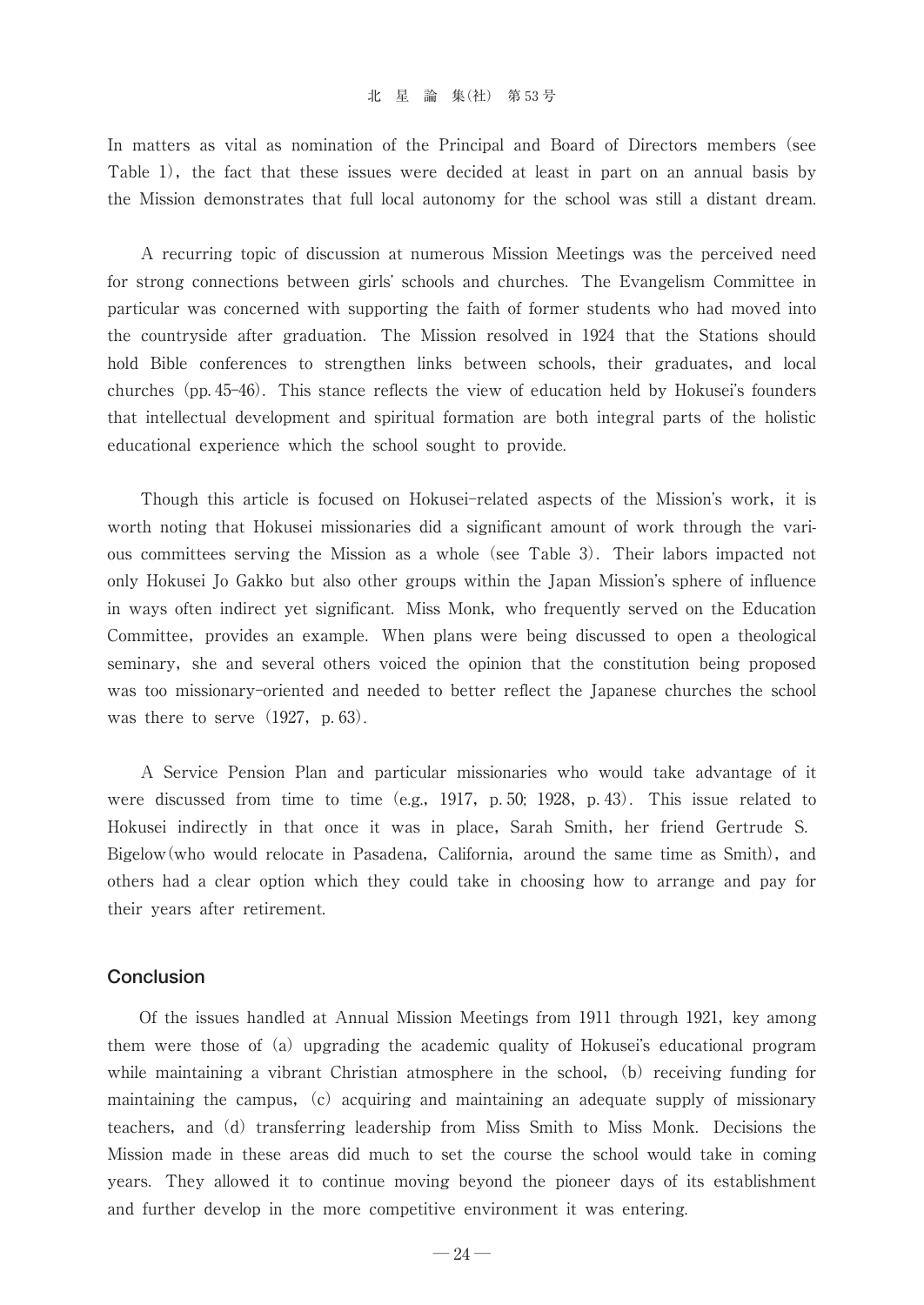In matters as vital as nomination of the Principal and Board of Directors members (see Table 1), the fact that these issues were decided at least in part on an annual basis by the Mission demonstrates that full local autonomy for the school was still a distant dream.

A recurring topic of discussion at numerous Mission Meetings was the perceived need for strong connections between girls' schools and churches. The Evangelism Committee in particular was concerned with supporting the faith of former students who had moved into the countryside after graduation. The Mission resolved in 1924 that the Stations should hold Bible conferences to strengthen links between schools, their graduates, and local churches (pp. 45-46). This stance reflects the view of education held by Hokusei's founders that intellectual development and spiritual formation are both integral parts of the holistic educational experience which the school sought to provide.

Though this article is focused on Hokusei-related aspects of the Mission's work, it is worth noting that Hokusei missionaries did a significant amount of work through the various committees serving the Mission as a whole (see Table 3). Their labors impacted not only Hokusei Jo Gakko but also other groups within the Japan Mission's sphere of influence in ways often indirect yet significant. Miss Monk, who frequently served on the Education Committee, provides an example. When plans were being discussed to open a theological seminary, she and several others voiced the opinion that the constitution being proposed was too missionary-oriented and needed to better reflect the Japanese churches the school was there to serve (1927, p. 63).

A Service Pension Plan and particular missionaries who would take advantage of it were discussed from time to time (e.g., 1917, p. 50; 1928, p. 43). This issue related to Hokusei indirectly in that once it was in place, Sarah Smith, her friend Gertrude S. Bigelow (who would relocate in Pasadena, California, around the same time as Smith), and others had a clear option which they could take in choosing how to arrange and pay for their years after retirement.

## Conclusion

Of the issues handled at Annual Mission Meetings from 1911 through 1921, key among them were those of (a) upgrading the academic quality of Hokusei's educational program while maintaining a vibrant Christian atmosphere in the school, (b) receiving funding for maintaining the campus, (c) acquiring and maintaining an adequate supply of missionary teachers, and (d) transferring leadership from Miss Smith to Miss Monk. Decisions the Mission made in these areas did much to set the course the school would take in coming years. They allowed it to continue moving beyond the pioneer days of its establishment and further develop in the more competitive environment it was entering.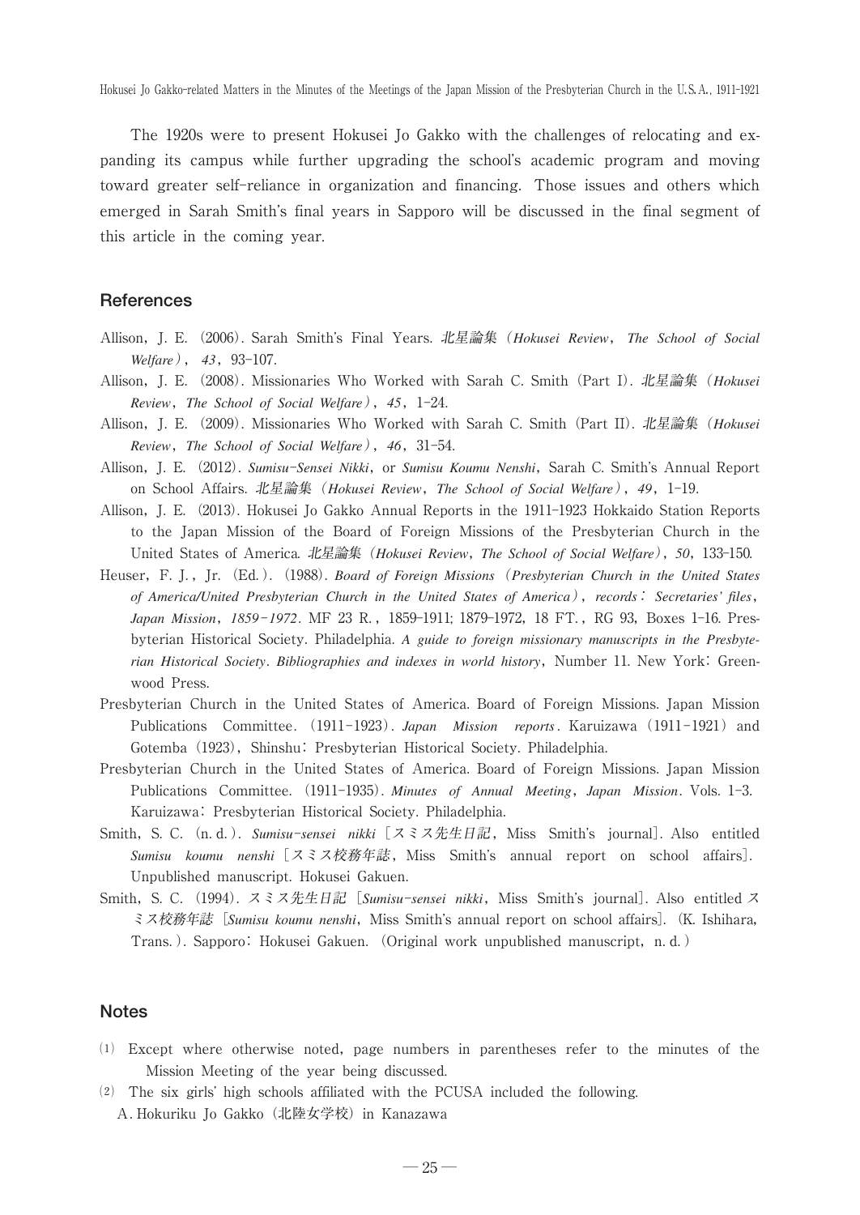The 1920s were to present Hokusei Jo Gakko with the challenges of relocating and expanding its campus while further upgrading the school's academic program and moving toward greater self-reliance in organization and financing. Those issues and others which emerged in Sarah Smith's final years in Sapporo will be discussed in the final segment of this article in the coming year.

## References

Allison, J. E. (2006). Sarah Smith's Final Years. *北星論集（Hokusei Review, The School of Social Welfare）, 43*, 93-107.

Allison, J. E. (2008). Missionaries Who Worked with Sarah C. Smith (Part I). *北星論集（Hokusei Review, The School of Social Welfare）, 45*, 1-24.

Allison, J. E. (2009). Missionaries Who Worked with Sarah C. Smith (Part II). *北星論集（Hokusei Review, The School of Social Welfare）, 46*, 31-54.

Allison, J. E. (2012). *Sumisu-Sensei Nikki*, or *Sumisu Koumu Nenshi*, Sarah C. Smith's Annual Report on School Affairs. *北星論集（Hokusei Review, The School of Social Welfare）, 49*, 1-19.

Allison, J. E. (2013). Hokusei Jo Gakko Annual Reports in the 1911-1923 Hokkaido Station Reports to the Japan Mission of the Board of Foreign Missions of the Presbyterian Church in the United States of America. *北星論集（Hokusei Review, The School of Social Welfare）, 50*, 133-150.

Heuser, F. J., Jr. (Ed.). (1988). *Board of Foreign Missions (Presbyterian Church in the United States of America/United Presbyterian Church in the United States of America), records: Secretaries' files, Japan Mission, 1859-1972*. MF 23 R., 1859-1911; 1879-1972, 18 FT., RG 93, Boxes 1-16. Presbyterian Historical Society. Philadelphia. *A guide to foreign missionary manuscripts in the Presbyterian Historical Society. Bibliographies and indexes in world history*, Number 11. New York: Greenwood Press.

Presbyterian Church in the United States of America. Board of Foreign Missions. Japan Mission Publications Committee. (1911-1923). *Japan Mission reports*. Karuizawa (1911-1921) and Gotemba (1923), Shinshu: Presbyterian Historical Society. Philadelphia.

Presbyterian Church in the United States of America. Board of Foreign Missions. Japan Mission Publications Committee. (1911-1935). *Minutes of Annual Meeting, Japan Mission*. Vols. 1-3. Karuizawa: Presbyterian Historical Society. Philadelphia.

Smith, S. C. (n. d.). *Sumisu-sensei nikki* [スミス先生日記, Miss Smith's journal]. Also entitled *Sumisu koumu nenshi* [スミス校務年誌, Miss Smith's annual report on school affairs]. Unpublished manuscript. Hokusei Gakuen.

Smith, S. C. (1994). *スミス先生日記* [*Sumisu-sensei nikki*, Miss Smith's journal]. Also entitled *スミス校務年誌* [*Sumisu koumu nenshi*, Miss Smith's annual report on school affairs]. (K. Ishihara, Trans.). Sapporo: Hokusei Gakuen. (Original work unpublished manuscript, n. d.)

## Notes

(1) Except where otherwise noted, page numbers in parentheses refer to the minutes of the Mission Meeting of the year being discussed.

(2) The six girls' high schools affiliated with the PCUSA included the following.

A. Hokuriku Jo Gakko (北陸女学校) in Kanazawa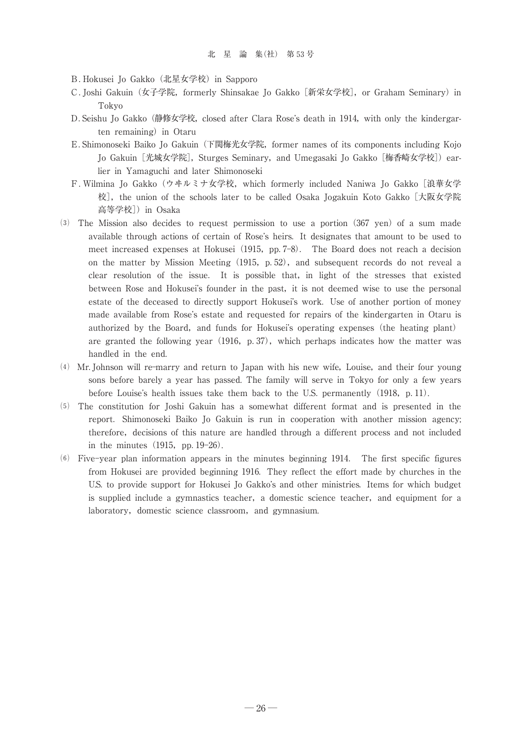B. Hokusei Jo Gakko（北星女学校）in Sapporo

C. Joshi Gakuin（女子学院, formerly Shinsakae Jo Gakko [新栄女学校], or Graham Seminary）in Tokyo

D. Seishu Jo Gakko（静修女学校, closed after Clara Rose's death in 1914, with only the kindergarten remaining）in Otaru

E. Shimonoseki Baiko Jo Gakuin（下関梅光女学院, former names of its components including Kojo Jo Gakuin [光城女学院], Sturges Seminary, and Umegasaki Jo Gakko [梅香崎女学校]）earlier in Yamaguchi and later Shimonoseki

F. Wilmina Jo Gakko（ウヰルミナ女学校, which formerly included Naniwa Jo Gakko [浪華女学校], the union of the schools later to be called Osaka Jogakuin Koto Gakko [大阪女学院高等学校]）in Osaka

(3) The Mission also decides to request permission to use a portion (367 yen) of a sum made available through actions of certain of Rose's heirs. It designates that amount to be used to meet increased expenses at Hokusei (1915, pp. 7-8). The Board does not reach a decision on the matter by Mission Meeting (1915, p. 52), and subsequent records do not reveal a clear resolution of the issue. It is possible that, in light of the stresses that existed between Rose and Hokusei's founder in the past, it is not deemed wise to use the personal estate of the deceased to directly support Hokusei's work. Use of another portion of money made available from Rose's estate and requested for repairs of the kindergarten in Otaru is authorized by the Board, and funds for Hokusei's operating expenses (the heating plant) are granted the following year (1916, p. 37), which perhaps indicates how the matter was handled in the end.

(4) Mr. Johnson will re-marry and return to Japan with his new wife, Louise, and their four young sons before barely a year has passed. The family will serve in Tokyo for only a few years before Louise's health issues take them back to the U.S. permanently (1918, p. 11).

(5) The constitution for Joshi Gakuin has a somewhat different format and is presented in the report. Shimonoseki Baiko Jo Gakuin is run in cooperation with another mission agency; therefore, decisions of this nature are handled through a different process and not included in the minutes (1915, pp. 19-26).

(6) Five-year plan information appears in the minutes beginning 1914. The first specific figures from Hokusei are provided beginning 1916. They reflect the effort made by churches in the U.S. to provide support for Hokusei Jo Gakko's and other ministries. Items for which budget is supplied include a gymnastics teacher, a domestic science teacher, and equipment for a laboratory, domestic science classroom, and gymnasium.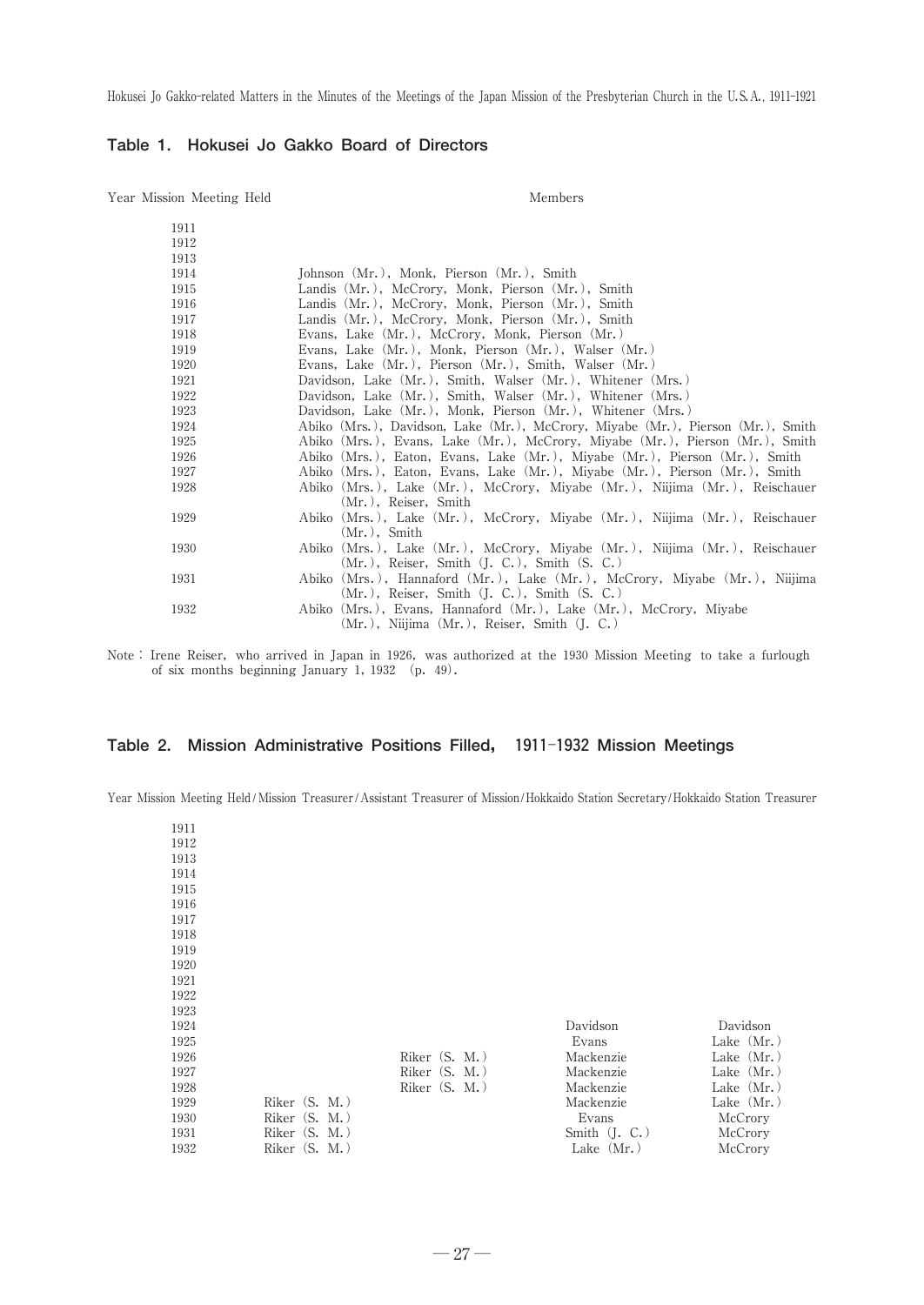## Table 1. Hokusei Jo Gakko Board of Directors

| Year Mission Meeting Held | Members |
|---|---|
| 1911 | |
| 1912 | |
| 1913 | |
| 1914 | Johnson (Mr.), Monk, Pierson (Mr.), Smith |
| 1915 | Landis (Mr.), McCrory, Monk, Pierson (Mr.), Smith |
| 1916 | Landis (Mr.), McCrory, Monk, Pierson (Mr.), Smith |
| 1917 | Landis (Mr.), McCrory, Monk, Pierson (Mr.), Smith |
| 1918 | Evans, Lake (Mr.), McCrory, Monk, Pierson (Mr.) |
| 1919 | Evans, Lake (Mr.), Monk, Pierson (Mr.), Walser (Mr.) |
| 1920 | Evans, Lake (Mr.), Pierson (Mr.), Smith, Walser (Mr.) |
| 1921 | Davidson, Lake (Mr.), Smith, Walser (Mr.), Whitener (Mrs.) |
| 1922 | Davidson, Lake (Mr.), Smith, Walser (Mr.), Whitener (Mrs.) |
| 1923 | Davidson, Lake (Mr.), Monk, Pierson (Mr.), Whitener (Mrs.) |
| 1924 | Abiko (Mrs.), Davidson, Lake (Mr.), McCrory, Miyabe (Mr.), Pierson (Mr.), Smith |
| 1925 | Abiko (Mrs.), Evans, Lake (Mr.), McCrory, Miyabe (Mr.), Pierson (Mr.), Smith |
| 1926 | Abiko (Mrs.), Eaton, Evans, Lake (Mr.), Miyabe (Mr.), Pierson (Mr.), Smith |
| 1927 | Abiko (Mrs.), Eaton, Evans, Lake (Mr.), Miyabe (Mr.), Pierson (Mr.), Smith |
| 1928 | Abiko (Mrs.), Lake (Mr.), McCrory, Miyabe (Mr.), Niijima (Mr.), Reischauer (Mr.), Reiser, Smith |
| 1929 | Abiko (Mrs.), Lake (Mr.), McCrory, Miyabe (Mr.), Niijima (Mr.), Reischauer (Mr.), Smith |
| 1930 | Abiko (Mrs.), Lake (Mr.), McCrory, Miyabe (Mr.), Niijima (Mr.), Reischauer (Mr.), Reiser, Smith (J. C.), Smith (S. C.) |
| 1931 | Abiko (Mrs.), Hannaford (Mr.), Lake (Mr.), McCrory, Miyabe (Mr.), Niijima (Mr.), Reiser, Smith (J. C.), Smith (S. C.) |
| 1932 | Abiko (Mrs.), Evans, Hannaford (Mr.), Lake (Mr.), McCrory, Miyabe (Mr.), Niijima (Mr.), Reiser, Smith (J. C.) |

Note : Irene Reiser, who arrived in Japan in 1926, was authorized at the 1930 Mission Meeting to take a furlough of six months beginning January 1, 1932 (p. 49).

## Table 2. Mission Administrative Positions Filled, 1911-1932 Mission Meetings

| Year Mission Meeting Held | Mission Treasurer | Assistant Treasurer of Mission | Hokkaido Station Secretary | Hokkaido Station Treasurer |
|---|---|---|---|---|
| 1911 | | | | |
| 1912 | | | | |
| 1913 | | | | |
| 1914 | | | | |
| 1915 | | | | |
| 1916 | | | | |
| 1917 | | | | |
| 1918 | | | | |
| 1919 | | | | |
| 1920 | | | | |
| 1921 | | | | |
| 1922 | | | | |
| 1923 | | | | |
| 1924 | | | Davidson | Davidson |
| 1925 | | | Evans | Lake (Mr.) |
| 1926 | | Riker (S. M.) | Mackenzie | Lake (Mr.) |
| 1927 | | Riker (S. M.) | Mackenzie | Lake (Mr.) |
| 1928 | | Riker (S. M.) | Mackenzie | Lake (Mr.) |
| 1929 | Riker (S. M.) | | Mackenzie | Lake (Mr.) |
| 1930 | Riker (S. M.) | | Evans | McCrory |
| 1931 | Riker (S. M.) | | Smith (J. C.) | McCrory |
| 1932 | Riker (S. M.) | | Lake (Mr.) | McCrory |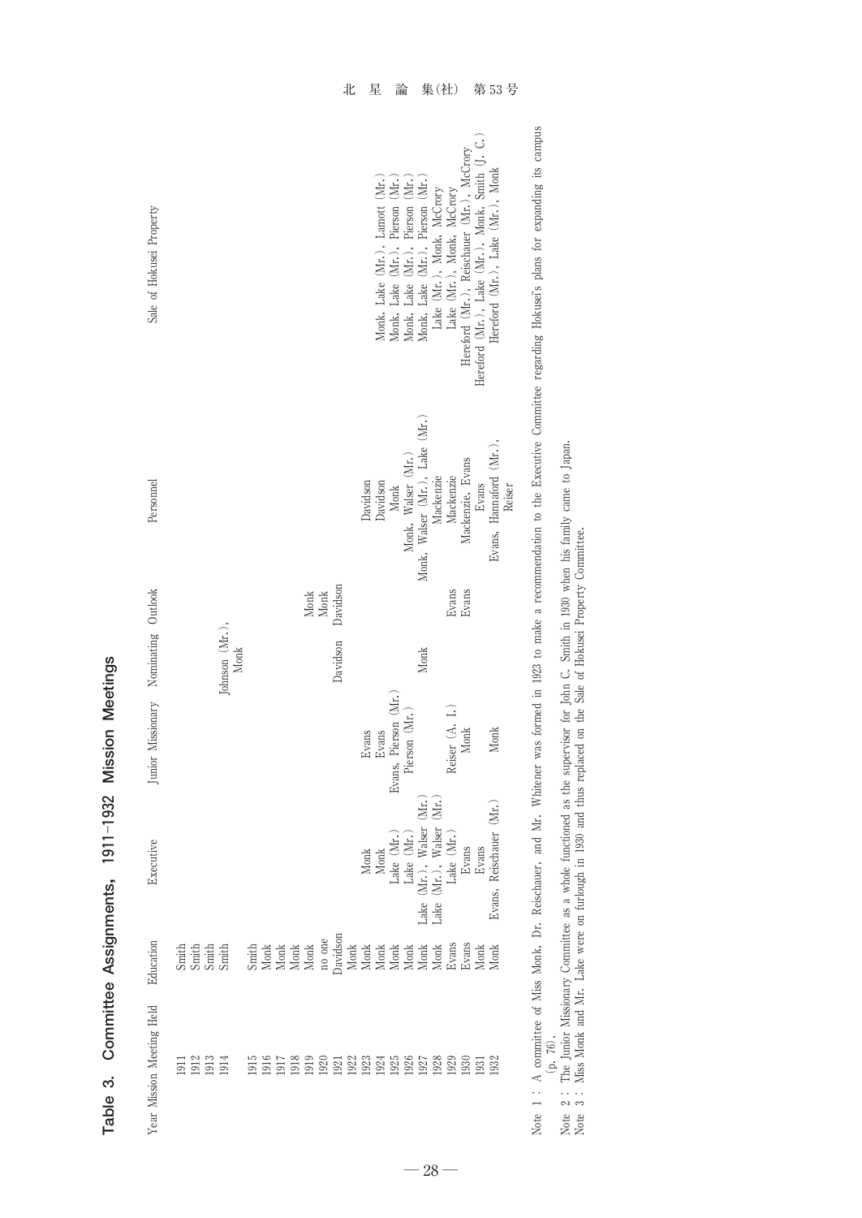## Table 3. Committee Assignments, 1911-1932 Mission Meetings

| Year Mission Meeting Held | Education | Executive | Junior Missionary | Nominating | Outlook | Personnel | Sale of Hokusei Property |
|---|---|---|---|---|---|---|---|
| 1911 | Smith | | | | | | |
| 1912 | Smith | | | | | | |
| 1913 | Smith | | | | | | |
| 1914 | Smith | | | Johnson (Mr.), Monk | | | |
| 1915 | Smith | | | | | | |
| 1916 | Monk | | | | | | |
| 1917 | Monk | | | | | | |
| 1918 | Monk | | | | | | |
| 1919 | Monk | | | | Monk | | |
| 1920 | no one | | | | Monk | | |
| 1921 | Davidson | | | Davidson | Davidson | | |
| 1922 | Monk | | | | | | |
| 1923 | Monk | Monk | Evans | | | Davidson | |
| 1924 | Monk | Monk | Evans | | | Davidson | Monk, Lake (Mr.), Lamott (Mr.) |
| 1925 | Monk | Lake (Mr.) | Evans, Pierson (Mr.) | | | Monk | Monk, Lake (Mr.), Pierson (Mr.) |
| 1926 | Monk | Lake (Mr.) | Pierson (Mr.) | | | Monk, Walser (Mr.) | Monk, Lake (Mr.), Pierson (Mr.) |
| 1927 | Monk | Lake (Mr.), Walser (Mr.) | | Monk | | Monk, Walser (Mr.), Lake (Mr.) | Monk, Lake (Mr.), Pierson (Mr.) |
| 1928 | Monk | Lake (Mr.), Walser (Mr.) | | | | Mackenzie | Lake (Mr.), Monk, McCrory |
| 1929 | Evans | Lake (Mr.) | Reiser (A. I.) | | Evans | Mackenzie | Lake (Mr.), Monk, McCrory |
| 1930 | Evans | Evans | Monk | | Evans | Mackenzie, Evans | Hereford (Mr.), Reischauer (Mr.), McCrory |
| 1931 | Monk | Evans | | | | Evans | Hereford (Mr.), Lake (Mr.), Monk, Smith (J. C.) |
| 1932 | Monk | Evans, Reischauer (Mr.) | Monk | | | Evans, Hannaford (Mr.), Reiser | Hereford (Mr.), Lake (Mr.), Monk |

Note 1: A committee of Miss Monk, Dr. Reischauer, and Mr. Whitener was formed in 1923 to make a recommendation to the Executive Committee regarding Hokusei's plans for expanding its campus (p. 76).

Note 2: The Junior Missionary Committee as a whole functioned as the supervisor for John C. Smith in 1930 when his family came to Japan.

Note 3: Miss Monk and Mr. Lake were on furlough in 1930 and thus replaced on the Sale of Hokusei Property Committee.